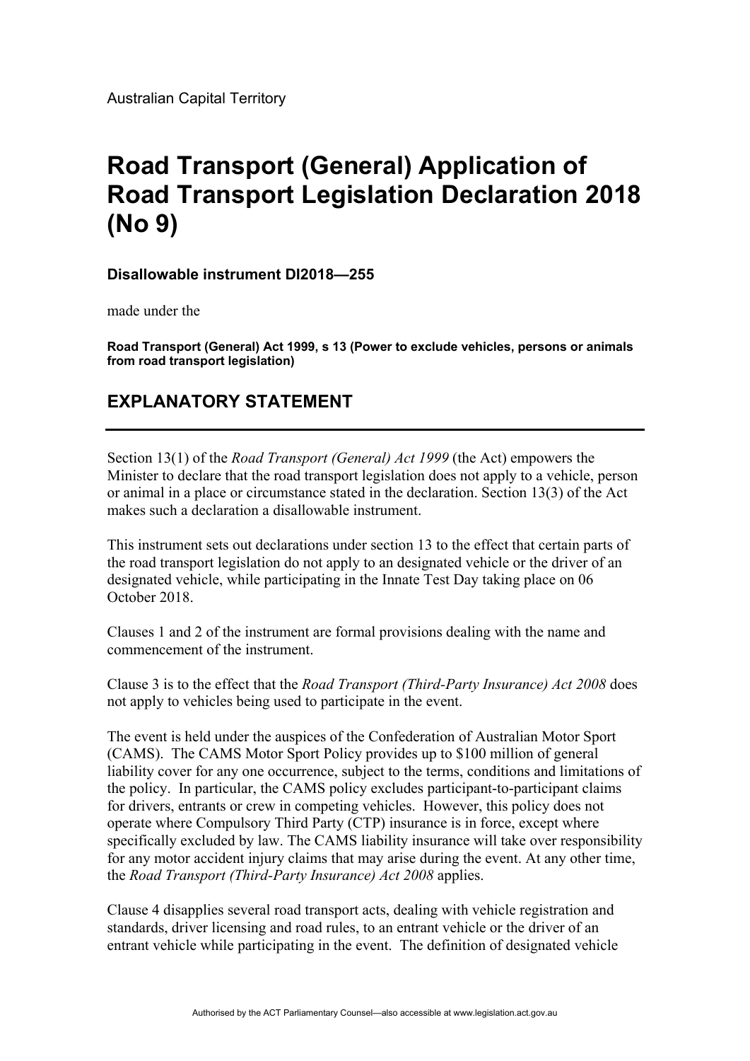Australian Capital Territory

# Road Transport (General) Application of Road Transport Legislation Declaration 2018 (No 9)

### Disallowable instrument DI2018—255

made under the

**Road Transport (General) Act 1999, s 13 (Power to exclude vehicles, persons or animals from road transport legislation)**

## EXPLANATORY STATEMENT

---

Section 13(1) of the *Road Transport (General) Act 1999* (the Act) empowers the Minister to declare that the road transport legislation does not apply to a vehicle, person or animal in a place or circumstance stated in the declaration. Section 13(3) of the Act makes such a declaration a disallowable instrument.

This instrument sets out declarations under section 13 to the effect that certain parts of the road transport legislation do not apply to an designated vehicle or the driver of an designated vehicle, while participating in the Innate Test Day taking place on 06 October 2018.

Clauses 1 and 2 of the instrument are formal provisions dealing with the name and commencement of the instrument.

Clause 3 is to the effect that the *Road Transport (Third-Party Insurance) Act 2008* does not apply to vehicles being used to participate in the event.

The event is held under the auspices of the Confederation of Australian Motor Sport (CAMS). The CAMS Motor Sport Policy provides up to $100 million of general liability cover for any one occurrence, subject to the terms, conditions and limitations of the policy. In particular, the CAMS policy excludes participant-to-participant claims for drivers, entrants or crew in competing vehicles. However, this policy does not operate where Compulsory Third Party (CTP) insurance is in force, except where specifically excluded by law. The CAMS liability insurance will take over responsibility for any motor accident injury claims that may arise during the event. At any other time, the *Road Transport (Third-Party Insurance) Act 2008* applies.

Clause 4 disapplies several road transport acts, dealing with vehicle registration and standards, driver licensing and road rules, to an entrant vehicle or the driver of an entrant vehicle while participating in the event. The definition of designated vehicle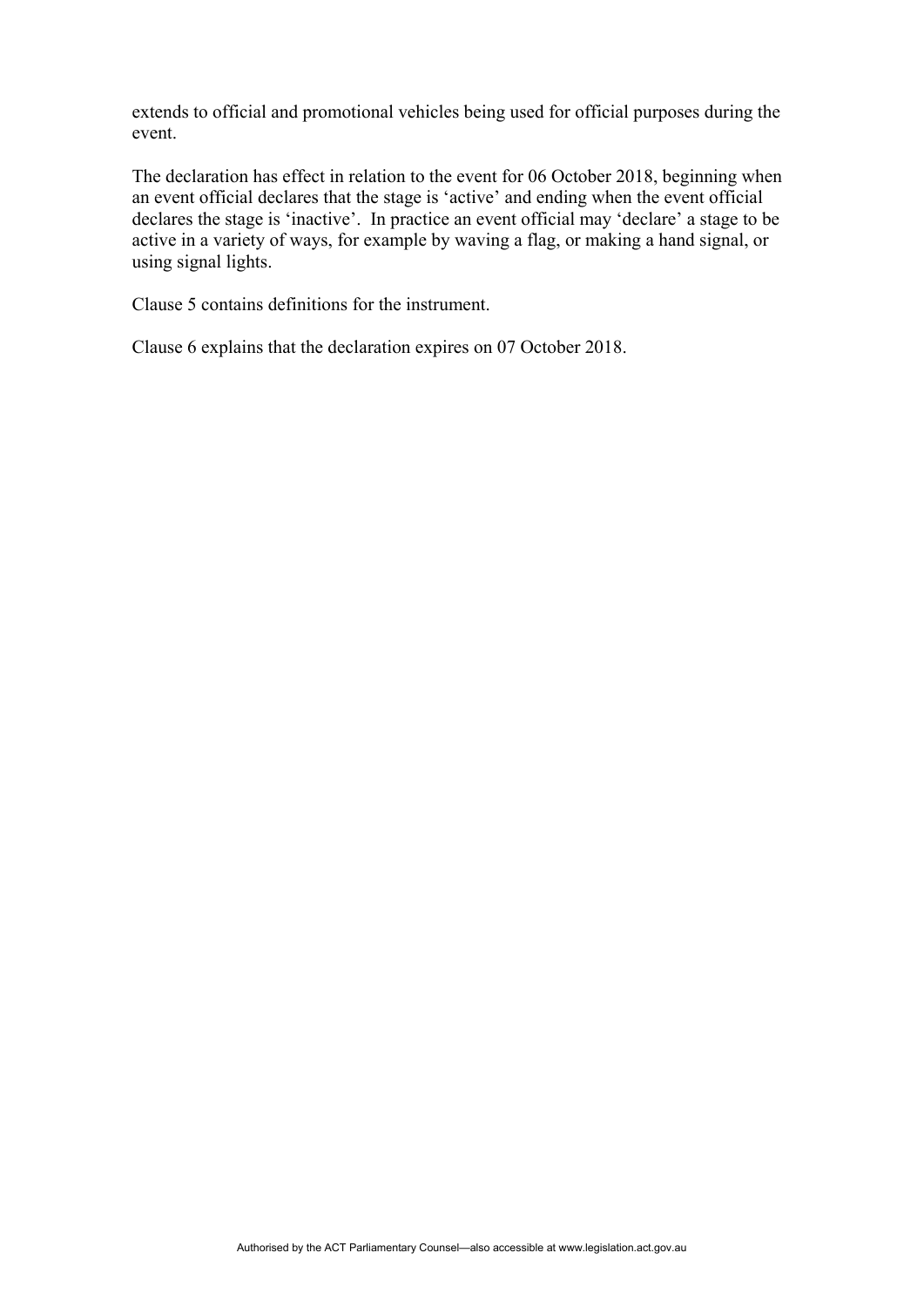extends to official and promotional vehicles being used for official purposes during the event.

The declaration has effect in relation to the event for 06 October 2018, beginning when an event official declares that the stage is 'active' and ending when the event official declares the stage is 'inactive'. In practice an event official may 'declare' a stage to be active in a variety of ways, for example by waving a flag, or making a hand signal, or using signal lights.

Clause 5 contains definitions for the instrument.

Clause 6 explains that the declaration expires on 07 October 2018.